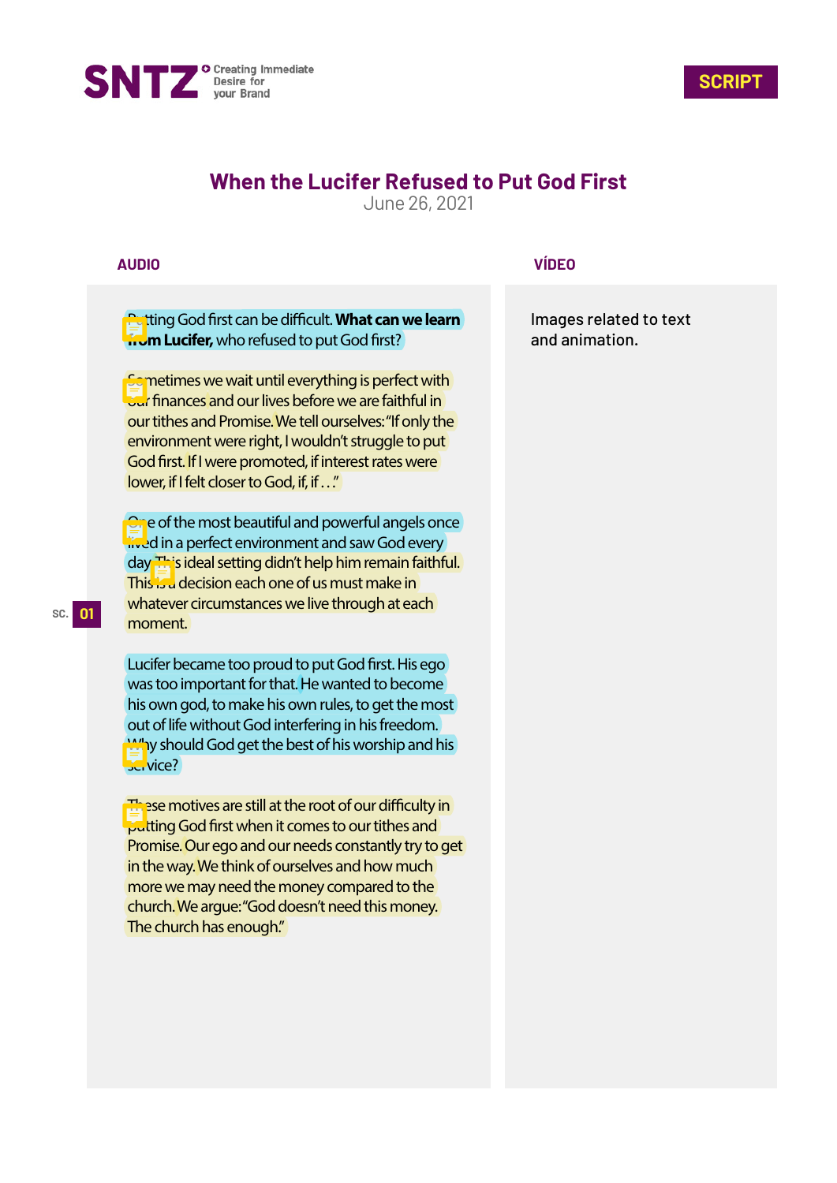SNTZ Creating Immediate Desire for your Brand

SCRIPT

# When the Lucifer Refused to Put God First

June 26, 2021

| AUDIO | VÍDEO |
|---|---|
| Putting God first can be difficult. **What can we learn from Lucifer,** who refused to put God first?<br><br>Sometimes we wait until everything is perfect with our finances and our lives before we are faithful in our tithes and Promise. We tell ourselves: "If only the environment were right, I wouldn't struggle to put God first. If I were promoted, if interest rates were lower, if I felt closer to God, if, if . . ."<br><br>One of the most beautiful and powerful angels once lived in a perfect environment and saw God every day. This ideal setting didn't help him remain faithful. This is a decision each one of us must make in whatever circumstances we live through at each moment.<br><br>Lucifer became too proud to put God first. His ego was too important for that. He wanted to become his own god, to make his own rules, to get the most out of life without God interfering in his freedom. Why should God get the best of his worship and his service?<br><br>These motives are still at the root of our difficulty in putting God first when it comes to our tithes and Promise. Our ego and our needs constantly try to get in the way. We think of ourselves and how much more we may need the money compared to the church. We argue: "God doesn't need this money. The church has enough." | Images related to text and animation. |

SC. 01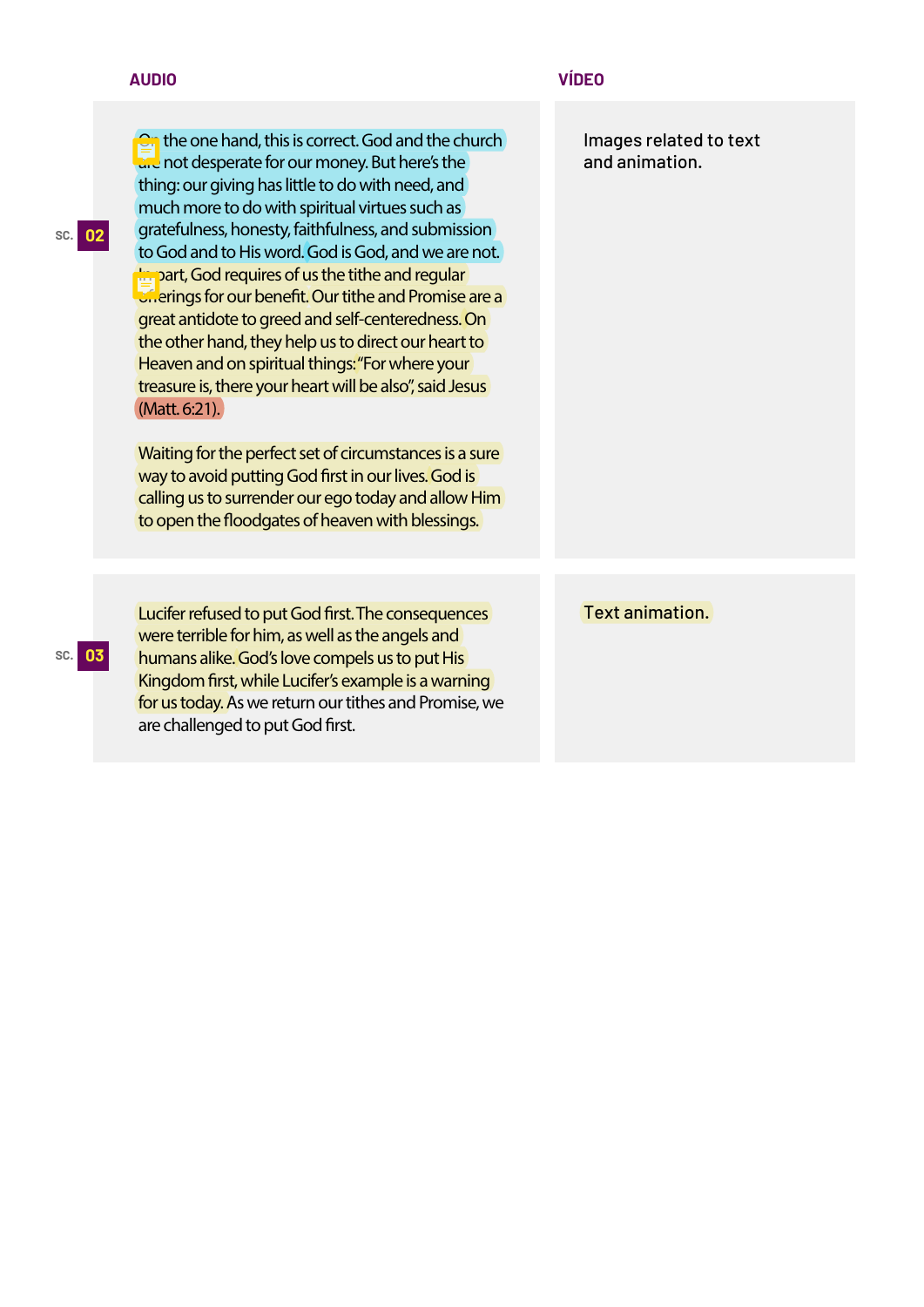| | AUDIO | VÍDEO |
|---|---|---|
| SC. 02 | On the one hand, this is correct. God and the church are not desperate for our money. But here's the thing: our giving has little to do with need, and much more to do with spiritual virtues such as gratefulness, honesty, faithfulness, and submission to God and to His word. God is God, and we are not. In part, God requires of us the tithe and regular offerings for our benefit. Our tithe and Promise are a great antidote to greed and self-centeredness. On the other hand, they help us to direct our heart to Heaven and on spiritual things: "For where your treasure is, there your heart will be also", said Jesus (Matt. 6:21).<br><br>Waiting for the perfect set of circumstances is a sure way to avoid putting God first in our lives. God is calling us to surrender our ego today and allow Him to open the floodgates of heaven with blessings. | Images related to text and animation. |
| SC. 03 | Lucifer refused to put God first. The consequences were terrible for him, as well as the angels and humans alike. God's love compels us to put His Kingdom first, while Lucifer's example is a warning for us today. As we return our tithes and Promise, we are challenged to put God first. | Text animation. |